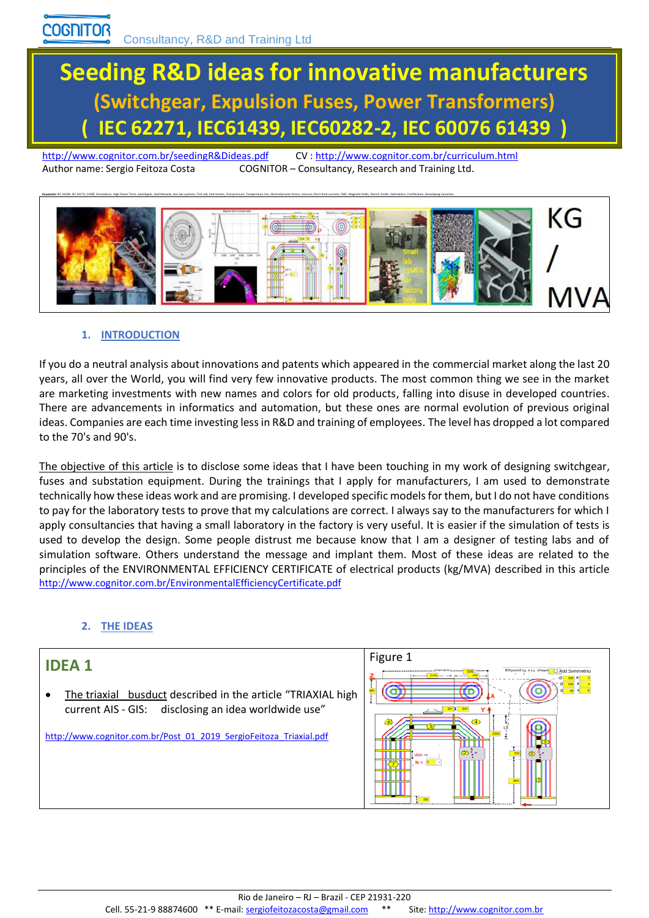COGNITOR Consultancy, R&D and Training Ltd

# Seeding R&D ideas for innovative manufacturers
## (Switchgear, Expulsion Fuses, Power Transformers)
## ( IEC 62271, IEC61439, IEC60282-2, IEC 60076 61439 )

http://www.cognitor.com.br/seedingR&Dideas.pdf CV : http://www.cognitor.com.br/curriculum.html
Author name: Sergio Feitoza Costa COGNITOR – Consultancy, Research and Training Ltd.

Keywords: IEC 61439, IEC 62271, CIGRE, Simulations, High Power Tests, Switchgear, Switchboards, Bus-bar systems, Test Lab, Internal Arc, Overpressure, Temperature rise, Electrodynamic forces, stresses, Short time currents, EMC, Magnetic fields, Electric Fields, Substations, Certification, Developing Countries.

KG / MVA

### 1. INTRODUCTION

If you do a neutral analysis about innovations and patents which appeared in the commercial market along the last 20 years, all over the World, you will find very few innovative products. The most common thing we see in the market are marketing investments with new names and colors for old products, falling into disuse in developed countries. There are advancements in informatics and automation, but these ones are normal evolution of previous original ideas. Companies are each time investing less in R&D and training of employees. The level has dropped a lot compared to the 70's and 90's.

The objective of this article is to disclose some ideas that I have been touching in my work of designing switchgear, fuses and substation equipment. During the trainings that I apply for manufacturers, I am used to demonstrate technically how these ideas work and are promising. I developed specific models for them, but I do not have conditions to pay for the laboratory tests to prove that my calculations are correct. I always say to the manufacturers for which I apply consultancies that having a small laboratory in the factory is very useful. It is easier if the simulation of tests is used to develop the design. Some people distrust me because know that I am a designer of testing labs and of simulation software. Others understand the message and implant them. Most of these ideas are related to the principles of the ENVIRONMENTAL EFFICIENCY CERTIFICATE of electrical products (kg/MVA) described in this article http://www.cognitor.com.br/EnvironmentalEfficiencyCertificate.pdf

### 2. THE IDEAS

| IDEA 1 | Figure 1 |
|---|---|
| • The triaxial busduct described in the article "TRIAXIAL high current AIS - GIS: disclosing an idea worldwide use" <br> http://www.cognitor.com.br/Post_01_2019_SergioFeitoza_Triaxial.pdf | |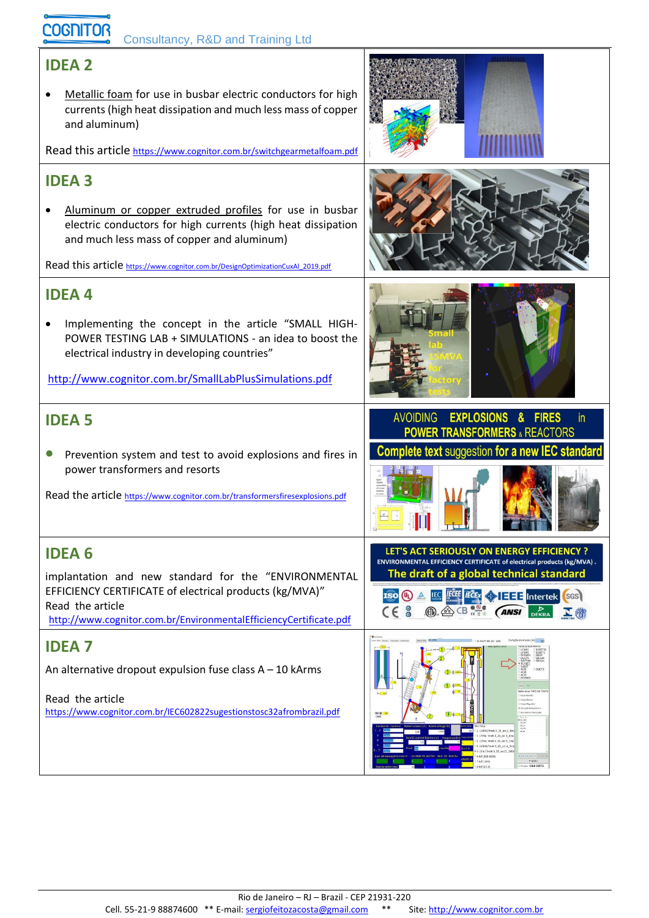## IDEA 2

- Metallic foam for use in busbar electric conductors for high currents (high heat dissipation and much less mass of copper and aluminum)

Read this article https://www.cognitor.com.br/switchgearmetalfoam.pdf

## IDEA 3

- Aluminum or copper extruded profiles for use in busbar electric conductors for high currents (high heat dissipation and much less mass of copper and aluminum)

Read this article https://www.cognitor.com.br/DesignOptimizationCuxAl_2019.pdf

## IDEA 4

- Implementing the concept in the article "SMALL HIGH-POWER TESTING LAB + SIMULATIONS - an idea to boost the electrical industry in developing countries"

http://www.cognitor.com.br/SmallLabPlusSimulations.pdf

## IDEA 5

- Prevention system and test to avoid explosions and fires in power transformers and resorts

Read the article https://www.cognitor.com.br/transformersfiresexplosions.pdf

## IDEA 6

implantation and new standard for the "ENVIRONMENTAL EFFICIENCY CERTIFICATE of electrical products (kg/MVA)"

Read the article

http://www.cognitor.com.br/EnvironmentalEfficiencyCertificate.pdf

## IDEA 7

An alternative dropout expulsion fuse class A – 10 kArms

Read the article

https://www.cognitor.com.br/IEC602822sugestionstosc32afrombrazil.pdf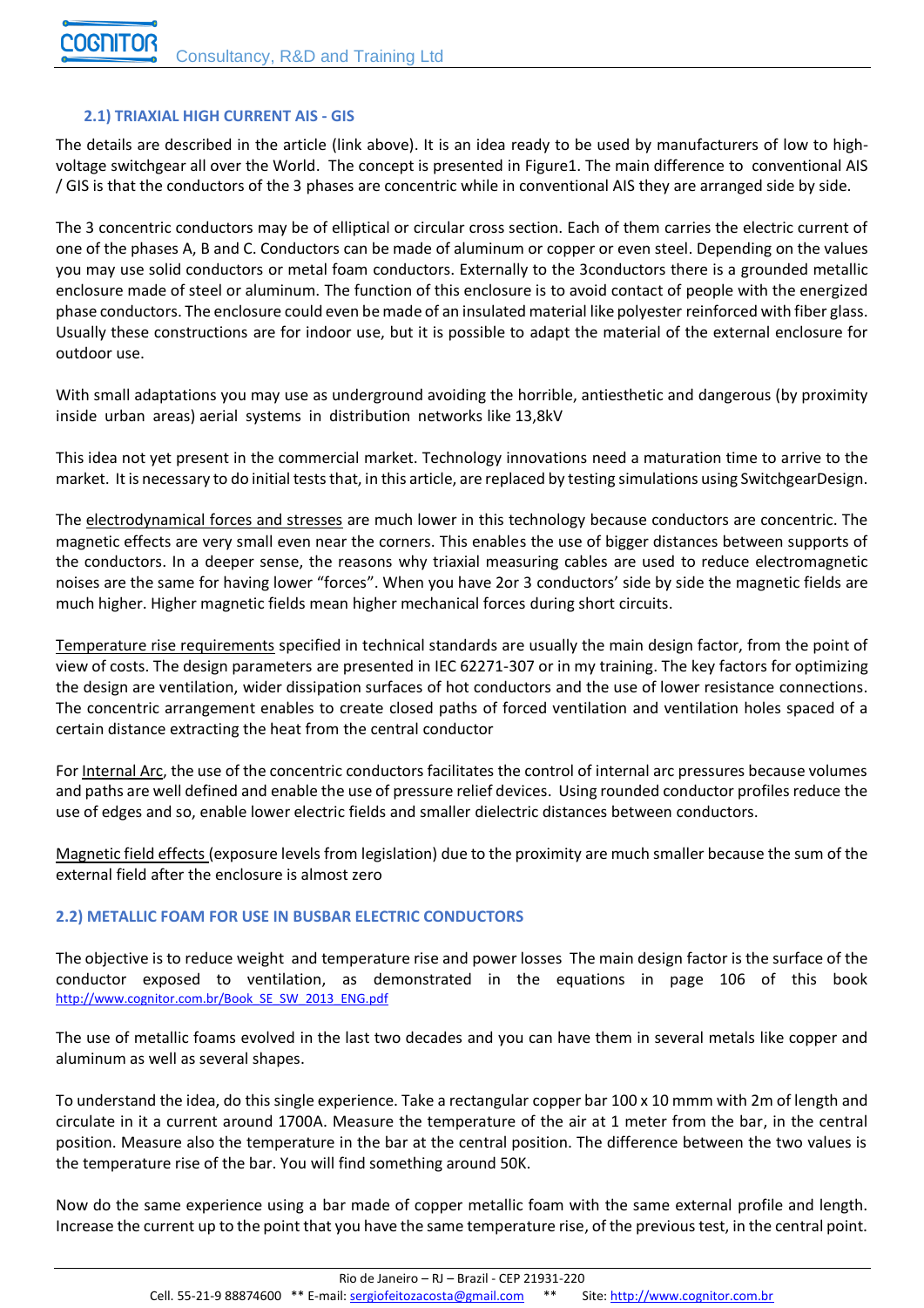### 2.1) TRIAXIAL HIGH CURRENT AIS - GIS

The details are described in the article (link above). It is an idea ready to be used by manufacturers of low to high-voltage switchgear all over the World. The concept is presented in Figure1. The main difference to conventional AIS / GIS is that the conductors of the 3 phases are concentric while in conventional AIS they are arranged side by side.

The 3 concentric conductors may be of elliptical or circular cross section. Each of them carries the electric current of one of the phases A, B and C. Conductors can be made of aluminum or copper or even steel. Depending on the values you may use solid conductors or metal foam conductors. Externally to the 3conductors there is a grounded metallic enclosure made of steel or aluminum. The function of this enclosure is to avoid contact of people with the energized phase conductors. The enclosure could even be made of an insulated material like polyester reinforced with fiber glass. Usually these constructions are for indoor use, but it is possible to adapt the material of the external enclosure for outdoor use.

With small adaptations you may use as underground avoiding the horrible, antiesthetic and dangerous (by proximity inside urban areas) aerial systems in distribution networks like 13,8kV

This idea not yet present in the commercial market. Technology innovations need a maturation time to arrive to the market. It is necessary to do initial tests that, in this article, are replaced by testing simulations using SwitchgearDesign.

The electrodynamical forces and stresses are much lower in this technology because conductors are concentric. The magnetic effects are very small even near the corners. This enables the use of bigger distances between supports of the conductors. In a deeper sense, the reasons why triaxial measuring cables are used to reduce electromagnetic noises are the same for having lower “forces”. When you have 2or 3 conductors’ side by side the magnetic fields are much higher. Higher magnetic fields mean higher mechanical forces during short circuits.

Temperature rise requirements specified in technical standards are usually the main design factor, from the point of view of costs. The design parameters are presented in IEC 62271-307 or in my training. The key factors for optimizing the design are ventilation, wider dissipation surfaces of hot conductors and the use of lower resistance connections. The concentric arrangement enables to create closed paths of forced ventilation and ventilation holes spaced of a certain distance extracting the heat from the central conductor

For Internal Arc, the use of the concentric conductors facilitates the control of internal arc pressures because volumes and paths are well defined and enable the use of pressure relief devices. Using rounded conductor profiles reduce the use of edges and so, enable lower electric fields and smaller dielectric distances between conductors.

Magnetic field effects (exposure levels from legislation) due to the proximity are much smaller because the sum of the external field after the enclosure is almost zero

### 2.2) METALLIC FOAM FOR USE IN BUSBAR ELECTRIC CONDUCTORS

The objective is to reduce weight and temperature rise and power losses The main design factor is the surface of the conductor exposed to ventilation, as demonstrated in the equations in page 106 of this book http://www.cognitor.com.br/Book_SE_SW_2013_ENG.pdf

The use of metallic foams evolved in the last two decades and you can have them in several metals like copper and aluminum as well as several shapes.

To understand the idea, do this single experience. Take a rectangular copper bar 100 x 10 mmm with 2m of length and circulate in it a current around 1700A. Measure the temperature of the air at 1 meter from the bar, in the central position. Measure also the temperature in the bar at the central position. The difference between the two values is the temperature rise of the bar. You will find something around 50K.

Now do the same experience using a bar made of copper metallic foam with the same external profile and length. Increase the current up to the point that you have the same temperature rise, of the previous test, in the central point.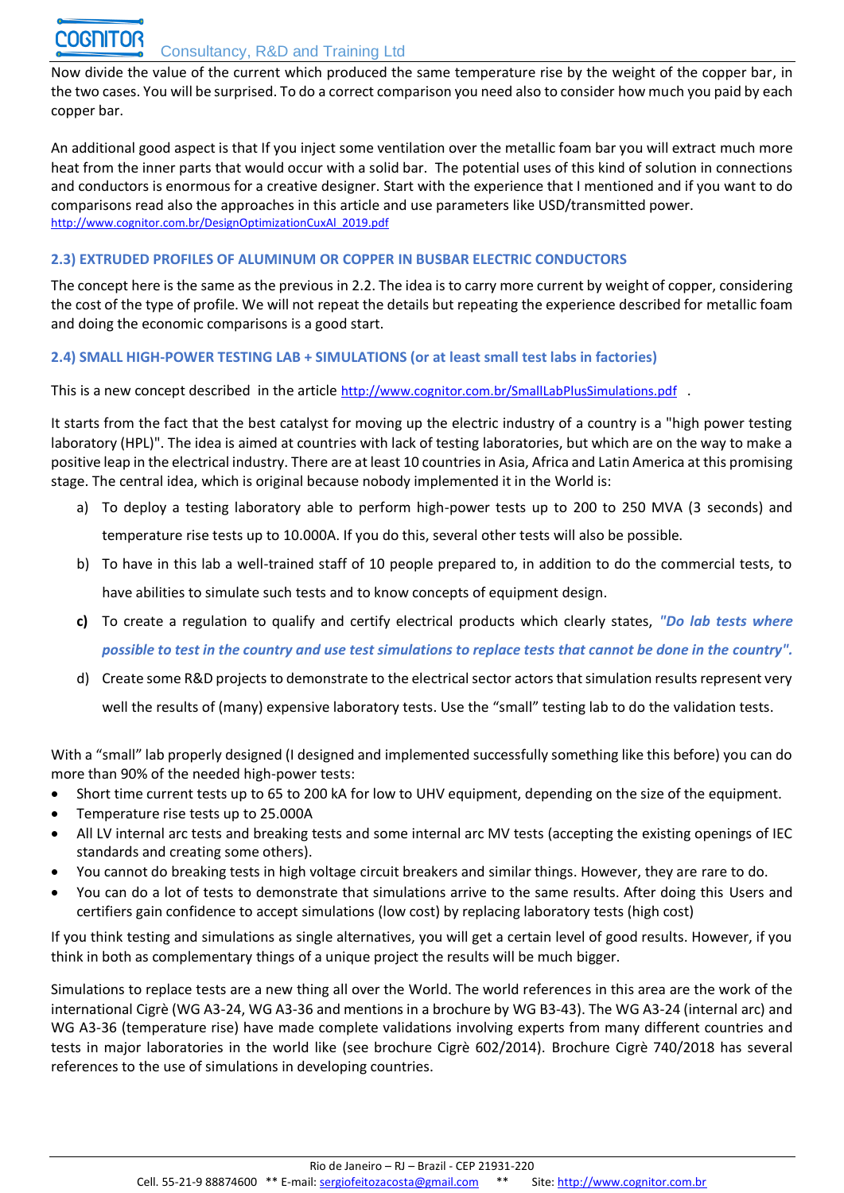Now divide the value of the current which produced the same temperature rise by the weight of the copper bar, in the two cases. You will be surprised. To do a correct comparison you need also to consider how much you paid by each copper bar.

An additional good aspect is that If you inject some ventilation over the metallic foam bar you will extract much more heat from the inner parts that would occur with a solid bar. The potential uses of this kind of solution in connections and conductors is enormous for a creative designer. Start with the experience that I mentioned and if you want to do comparisons read also the approaches in this article and use parameters like USD/transmitted power.
http://www.cognitor.com.br/DesignOptimizationCuxAl_2019.pdf

### 2.3) EXTRUDED PROFILES OF ALUMINUM OR COPPER IN BUSBAR ELECTRIC CONDUCTORS

The concept here is the same as the previous in 2.2. The idea is to carry more current by weight of copper, considering the cost of the type of profile. We will not repeat the details but repeating the experience described for metallic foam and doing the economic comparisons is a good start.

### 2.4) SMALL HIGH-POWER TESTING LAB + SIMULATIONS (or at least small test labs in factories)

This is a new concept described in the article http://www.cognitor.com.br/SmallLabPlusSimulations.pdf .

It starts from the fact that the best catalyst for moving up the electric industry of a country is a "high power testing laboratory (HPL)". The idea is aimed at countries with lack of testing laboratories, but which are on the way to make a positive leap in the electrical industry. There are at least 10 countries in Asia, Africa and Latin America at this promising stage. The central idea, which is original because nobody implemented it in the World is:

a) To deploy a testing laboratory able to perform high-power tests up to 200 to 250 MVA (3 seconds) and temperature rise tests up to 10.000A. If you do this, several other tests will also be possible.

b) To have in this lab a well-trained staff of 10 people prepared to, in addition to do the commercial tests, to have abilities to simulate such tests and to know concepts of equipment design.

**c)** To create a regulation to qualify and certify electrical products which clearly states, ***"Do lab tests where possible to test in the country and use test simulations to replace tests that cannot be done in the country".***

d) Create some R&D projects to demonstrate to the electrical sector actors that simulation results represent very well the results of (many) expensive laboratory tests. Use the "small" testing lab to do the validation tests.

With a "small" lab properly designed (I designed and implemented successfully something like this before) you can do more than 90% of the needed high-power tests:

- Short time current tests up to 65 to 200 kA for low to UHV equipment, depending on the size of the equipment.
- Temperature rise tests up to 25.000A
- All LV internal arc tests and breaking tests and some internal arc MV tests (accepting the existing openings of IEC standards and creating some others).
- You cannot do breaking tests in high voltage circuit breakers and similar things. However, they are rare to do.
- You can do a lot of tests to demonstrate that simulations arrive to the same results. After doing this Users and certifiers gain confidence to accept simulations (low cost) by replacing laboratory tests (high cost)

If you think testing and simulations as single alternatives, you will get a certain level of good results. However, if you think in both as complementary things of a unique project the results will be much bigger.

Simulations to replace tests are a new thing all over the World. The world references in this area are the work of the international Cigrè (WG A3-24, WG A3-36 and mentions in a brochure by WG B3-43). The WG A3-24 (internal arc) and WG A3-36 (temperature rise) have made complete validations involving experts from many different countries and tests in major laboratories in the world like (see brochure Cigrè 602/2014). Brochure Cigrè 740/2018 has several references to the use of simulations in developing countries.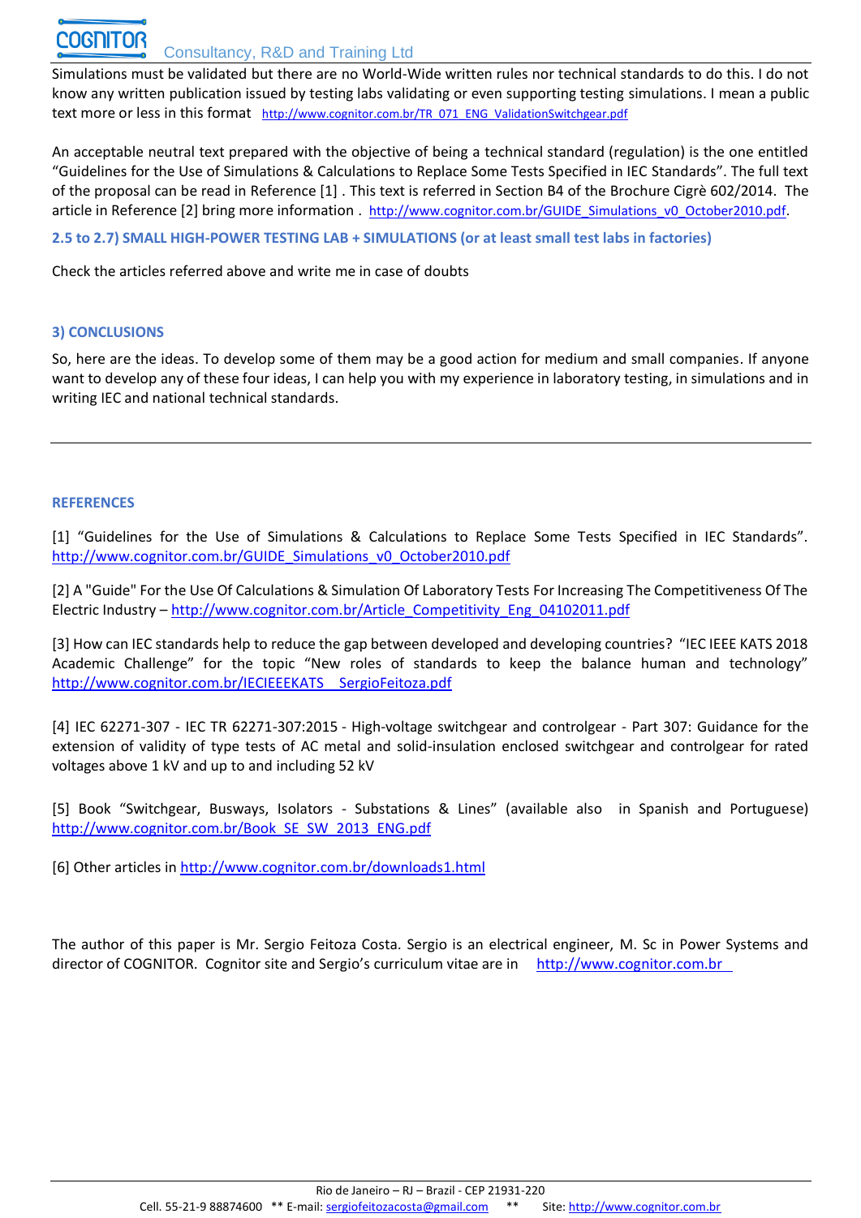Simulations must be validated but there are no World-Wide written rules nor technical standards to do this. I do not know any written publication issued by testing labs validating or even supporting testing simulations. I mean a public text more or less in this format http://www.cognitor.com.br/TR_071_ENG_ValidationSwitchgear.pdf

An acceptable neutral text prepared with the objective of being a technical standard (regulation) is the one entitled "Guidelines for the Use of Simulations & Calculations to Replace Some Tests Specified in IEC Standards". The full text of the proposal can be read in Reference [1] . This text is referred in Section B4 of the Brochure Cigrè 602/2014. The article in Reference [2] bring more information . http://www.cognitor.com.br/GUIDE_Simulations_v0_October2010.pdf.

### 2.5 to 2.7) SMALL HIGH-POWER TESTING LAB + SIMULATIONS (or at least small test labs in factories)

Check the articles referred above and write me in case of doubts

## 3) CONCLUSIONS

So, here are the ideas. To develop some of them may be a good action for medium and small companies. If anyone want to develop any of these four ideas, I can help you with my experience in laboratory testing, in simulations and in writing IEC and national technical standards.

---

## REFERENCES

[1] "Guidelines for the Use of Simulations & Calculations to Replace Some Tests Specified in IEC Standards". http://www.cognitor.com.br/GUIDE_Simulations_v0_October2010.pdf

[2] A "Guide" For the Use Of Calculations & Simulation Of Laboratory Tests For Increasing The Competitiveness Of The Electric Industry – http://www.cognitor.com.br/Article_Competitivity_Eng_04102011.pdf

[3] How can IEC standards help to reduce the gap between developed and developing countries? "IEC IEEE KATS 2018 Academic Challenge" for the topic "New roles of standards to keep the balance human and technology" http://www.cognitor.com.br/IECIEEEKATS__SergioFeitoza.pdf

[4] IEC 62271-307 - IEC TR 62271-307:2015 - High-voltage switchgear and controlgear - Part 307: Guidance for the extension of validity of type tests of AC metal and solid-insulation enclosed switchgear and controlgear for rated voltages above 1 kV and up to and including 52 kV

[5] Book "Switchgear, Busways, Isolators - Substations & Lines" (available also in Spanish and Portuguese) http://www.cognitor.com.br/Book_SE_SW_2013_ENG.pdf

[6] Other articles in http://www.cognitor.com.br/downloads1.html

The author of this paper is Mr. Sergio Feitoza Costa. Sergio is an electrical engineer, M. Sc in Power Systems and director of COGNITOR. Cognitor site and Sergio's curriculum vitae are in http://www.cognitor.com.br